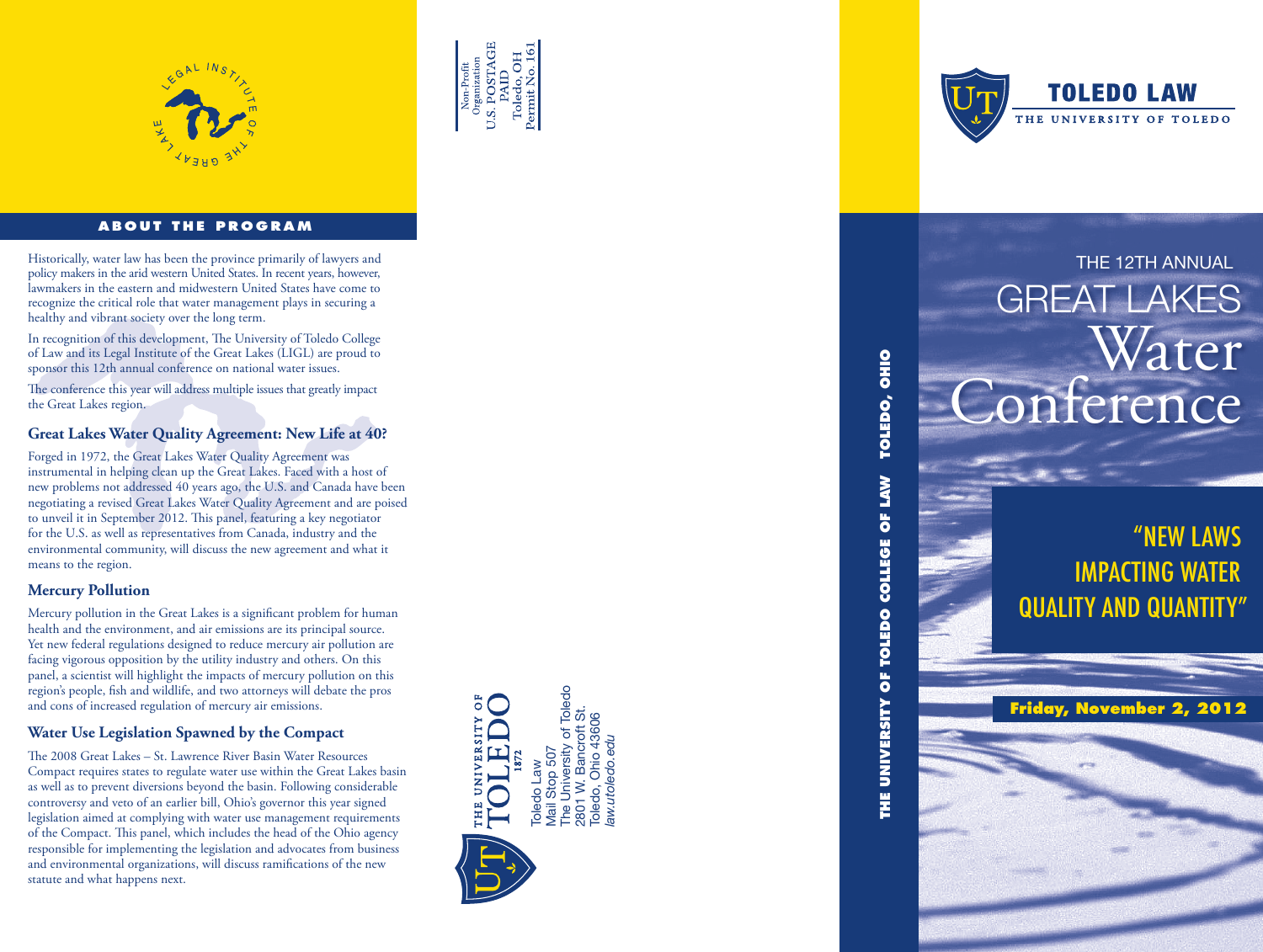LEGAL INSTITUTE OF THE GREAT LAKE

## ABOUT THE PROGRAM

Historically, water law has been the province primarily of lawyers and policy makers in the arid western United States. In recent years, however, lawmakers in the eastern and midwestern United States have come to recognize the critical role that water management plays in securing a healthy and vibrant society over the long term.

In recognition of this development, The University of Toledo College of Law and its Legal Institute of the Great Lakes (LIGL) are proud to sponsor this 12th annual conference on national water issues.

The conference this year will address multiple issues that greatly impact the Great Lakes region.

### Great Lakes Water Quality Agreement: New Life at 40?

Forged in 1972, the Great Lakes Water Quality Agreement was instrumental in helping clean up the Great Lakes. Faced with a host of new problems not addressed 40 years ago, the U.S. and Canada have been negotiating a revised Great Lakes Water Quality Agreement and are poised to unveil it in September 2012. This panel, featuring a key negotiator for the U.S. as well as representatives from Canada, industry and the environmental community, will discuss the new agreement and what it means to the region.

### Mercury Pollution

Mercury pollution in the Great Lakes is a significant problem for human health and the environment, and air emissions are its principal source. Yet new federal regulations designed to reduce mercury air pollution are facing vigorous opposition by the utility industry and others. On this panel, a scientist will highlight the impacts of mercury pollution on this region's people, fish and wildlife, and two attorneys will debate the pros and cons of increased regulation of mercury air emissions.

### Water Use Legislation Spawned by the Compact

The 2008 Great Lakes – St. Lawrence River Basin Water Resources Compact requires states to regulate water use within the Great Lakes basin as well as to prevent diversions beyond the basin. Following considerable controversy and veto of an earlier bill, Ohio's governor this year signed legislation aimed at complying with water use management requirements of the Compact. This panel, which includes the head of the Ohio agency responsible for implementing the legislation and advocates from business and environmental organizations, will discuss ramifications of the new statute and what happens next.

Non-Profit Organization
U.S. POSTAGE
PAID
Toledo, OH
Permit No. 161

THE UNIVERSITY OF TOLEDO 1872

Toledo Law
Mail Stop 507
The University of Toledo
2801 W. Bancroft St.
Toledo, Ohio 43606
*law.utoledo.edu*

THE UNIVERSITY OF TOLEDO COLLEGE OF LAW TOLEDO, OHIO

TOLEDO LAW
THE UNIVERSITY OF TOLEDO

# THE 12TH ANNUAL GREAT LAKES Water Conference

## "NEW LAWS IMPACTING WATER QUALITY AND QUANTITY"

**Friday, November 2, 2012**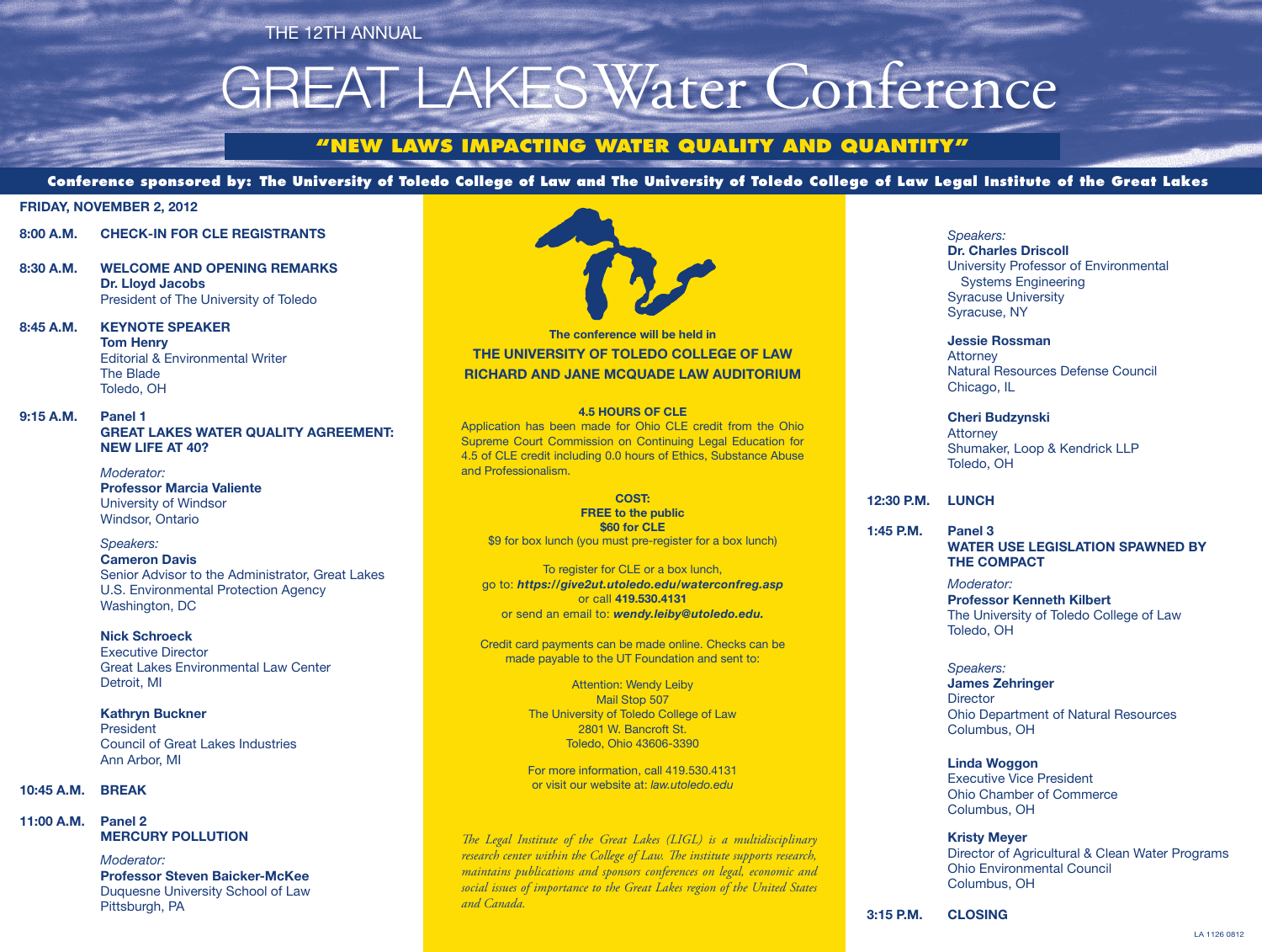THE 12TH ANNUAL

# GREAT LAKES Water Conference

## "NEW LAWS IMPACTING WATER QUALITY AND QUANTITY"

**Conference sponsored by: The University of Toledo College of Law and The University of Toledo College of Law Legal Institute of the Great Lakes**

**FRIDAY, NOVEMBER 2, 2012**

**8:00 A.M.** **CHECK-IN FOR CLE REGISTRANTS**

**8:30 A.M.** **WELCOME AND OPENING REMARKS**
**Dr. Lloyd Jacobs**
President of The University of Toledo

**8:45 A.M.** **KEYNOTE SPEAKER**
**Tom Henry**
Editorial & Environmental Writer
The Blade
Toledo, OH

**9:15 A.M.** **Panel 1**
**GREAT LAKES WATER QUALITY AGREEMENT: NEW LIFE AT 40?**

*Moderator:*
**Professor Marcia Valiente**
University of Windsor
Windsor, Ontario

*Speakers:*
**Cameron Davis**
Senior Advisor to the Administrator, Great Lakes
U.S. Environmental Protection Agency
Washington, DC

**Nick Schroeck**
Executive Director
Great Lakes Environmental Law Center
Detroit, MI

**Kathryn Buckner**
President
Council of Great Lakes Industries
Ann Arbor, MI

**10:45 A.M.** **BREAK**

**11:00 A.M.** **Panel 2**
**MERCURY POLLUTION**

*Moderator:*
**Professor Steven Baicker-McKee**
Duquesne University School of Law
Pittsburgh, PA

*Speakers:*
**Dr. Charles Driscoll**
University Professor of Environmental Systems Engineering
Syracuse University
Syracuse, NY

**Jessie Rossman**
Attorney
Natural Resources Defense Council
Chicago, IL

**Cheri Budzynski**
Attorney
Shumaker, Loop & Kendrick LLP
Toledo, OH

**12:30 P.M.** **LUNCH**

**1:45 P.M.** **Panel 3**
**WATER USE LEGISLATION SPAWNED BY THE COMPACT**

*Moderator:*
**Professor Kenneth Kilbert**
The University of Toledo College of Law
Toledo, OH

*Speakers:*
**James Zehringer**
Director
Ohio Department of Natural Resources
Columbus, OH

**Linda Woggon**
Executive Vice President
Ohio Chamber of Commerce
Columbus, OH

**Kristy Meyer**
Director of Agricultural & Clean Water Programs
Ohio Environmental Council
Columbus, OH

**3:15 P.M.** **CLOSING**

---

**The conference will be held in**
**THE UNIVERSITY OF TOLEDO COLLEGE OF LAW**
**RICHARD AND JANE MCQUADE LAW AUDITORIUM**

**4.5 HOURS OF CLE**
Application has been made for Ohio CLE credit from the Ohio Supreme Court Commission on Continuing Legal Education for 4.5 of CLE credit including 0.0 hours of Ethics, Substance Abuse and Professionalism.

**COST:**
**FREE to the public**
**$60 for CLE**
$9 for box lunch (you must pre-register for a box lunch)

To register for CLE or a box lunch,
go to: ***https://give2ut.utoledo.edu/waterconfreg.asp***
or call **419.530.4131**
or send an email to: ***wendy.leiby@utoledo.edu.***

Credit card payments can be made online. Checks can be made payable to the UT Foundation and sent to:

Attention: Wendy Leiby
Mail Stop 507
The University of Toledo College of Law
2801 W. Bancroft St.
Toledo, Ohio 43606-3390

For more information, call 419.530.4131
or visit our website at: *law.utoledo.edu*

*The Legal Institute of the Great Lakes (LIGL) is a multidisciplinary research center within the College of Law. The institute supports research, maintains publications and sponsors conferences on legal, economic and social issues of importance to the Great Lakes region of the United States and Canada.*

LA 1126 0812